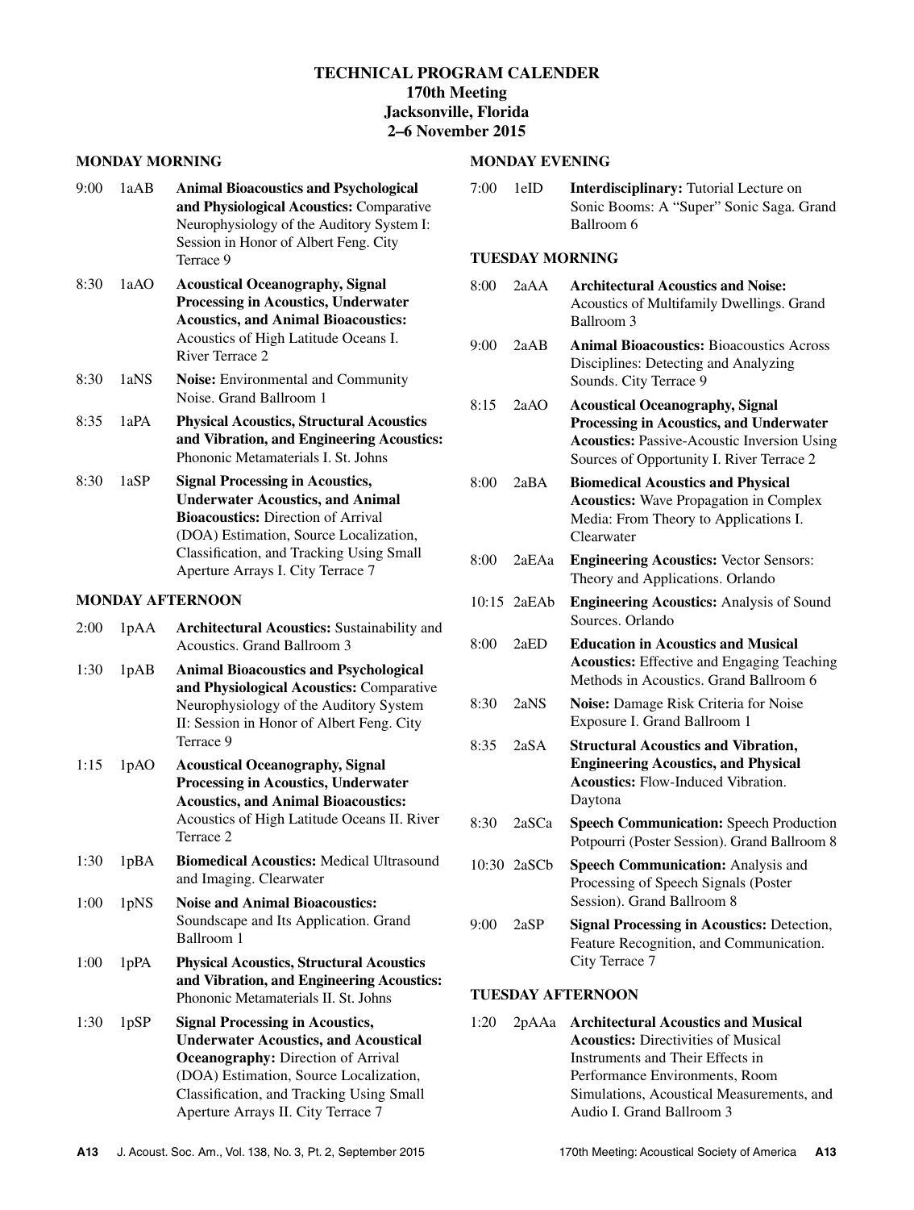# TECHNICAL PROGRAM CALENDER
## 170th Meeting
## Jacksonville, Florida
## 2–6 November 2015

### MONDAY MORNING

9:00 1aAB **Animal Bioacoustics and Psychological and Physiological Acoustics:** Comparative Neurophysiology of the Auditory System I: Session in Honor of Albert Feng. City Terrace 9

8:30 1aAO **Acoustical Oceanography, Signal Processing in Acoustics, Underwater Acoustics, and Animal Bioacoustics:** Acoustics of High Latitude Oceans I. River Terrace 2

8:30 1aNS **Noise:** Environmental and Community Noise. Grand Ballroom 1

8:35 1aPA **Physical Acoustics, Structural Acoustics and Vibration, and Engineering Acoustics:** Phononic Metamaterials I. St. Johns

8:30 1aSP **Signal Processing in Acoustics, Underwater Acoustics, and Animal Bioacoustics:** Direction of Arrival (DOA) Estimation, Source Localization, Classification, and Tracking Using Small Aperture Arrays I. City Terrace 7

### MONDAY AFTERNOON

2:00 1pAA **Architectural Acoustics:** Sustainability and Acoustics. Grand Ballroom 3

1:30 1pAB **Animal Bioacoustics and Psychological and Physiological Acoustics:** Comparative Neurophysiology of the Auditory System II: Session in Honor of Albert Feng. City Terrace 9

1:15 1pAO **Acoustical Oceanography, Signal Processing in Acoustics, Underwater Acoustics, and Animal Bioacoustics:** Acoustics of High Latitude Oceans II. River Terrace 2

1:30 1pBA **Biomedical Acoustics:** Medical Ultrasound and Imaging. Clearwater

1:00 1pNS **Noise and Animal Bioacoustics:** Soundscape and Its Application. Grand Ballroom 1

1:00 1pPA **Physical Acoustics, Structural Acoustics and Vibration, and Engineering Acoustics:** Phononic Metamaterials II. St. Johns

1:30 1pSP **Signal Processing in Acoustics, Underwater Acoustics, and Acoustical Oceanography:** Direction of Arrival (DOA) Estimation, Source Localization, Classification, and Tracking Using Small Aperture Arrays II. City Terrace 7

### MONDAY EVENING

7:00 1eID **Interdisciplinary:** Tutorial Lecture on Sonic Booms: A "Super" Sonic Saga. Grand Ballroom 6

### TUESDAY MORNING

8:00 2aAA **Architectural Acoustics and Noise:** Acoustics of Multifamily Dwellings. Grand Ballroom 3

9:00 2aAB **Animal Bioacoustics:** Bioacoustics Across Disciplines: Detecting and Analyzing Sounds. City Terrace 9

8:15 2aAO **Acoustical Oceanography, Signal Processing in Acoustics, and Underwater Acoustics:** Passive-Acoustic Inversion Using Sources of Opportunity I. River Terrace 2

8:00 2aBA **Biomedical Acoustics and Physical Acoustics:** Wave Propagation in Complex Media: From Theory to Applications I. Clearwater

8:00 2aEAa **Engineering Acoustics:** Vector Sensors: Theory and Applications. Orlando

10:15 2aEAb **Engineering Acoustics:** Analysis of Sound Sources. Orlando

8:00 2aED **Education in Acoustics and Musical Acoustics:** Effective and Engaging Teaching Methods in Acoustics. Grand Ballroom 6

8:30 2aNS **Noise:** Damage Risk Criteria for Noise Exposure I. Grand Ballroom 1

8:35 2aSA **Structural Acoustics and Vibration, Engineering Acoustics, and Physical Acoustics:** Flow-Induced Vibration. Daytona

8:30 2aSCa **Speech Communication:** Speech Production Potpourri (Poster Session). Grand Ballroom 8

10:30 2aSCb **Speech Communication:** Analysis and Processing of Speech Signals (Poster Session). Grand Ballroom 8

9:00 2aSP **Signal Processing in Acoustics:** Detection, Feature Recognition, and Communication. City Terrace 7

### TUESDAY AFTERNOON

1:20 2pAAa **Architectural Acoustics and Musical Acoustics:** Directivities of Musical Instruments and Their Effects in Performance Environments, Room Simulations, Acoustical Measurements, and Audio I. Grand Ballroom 3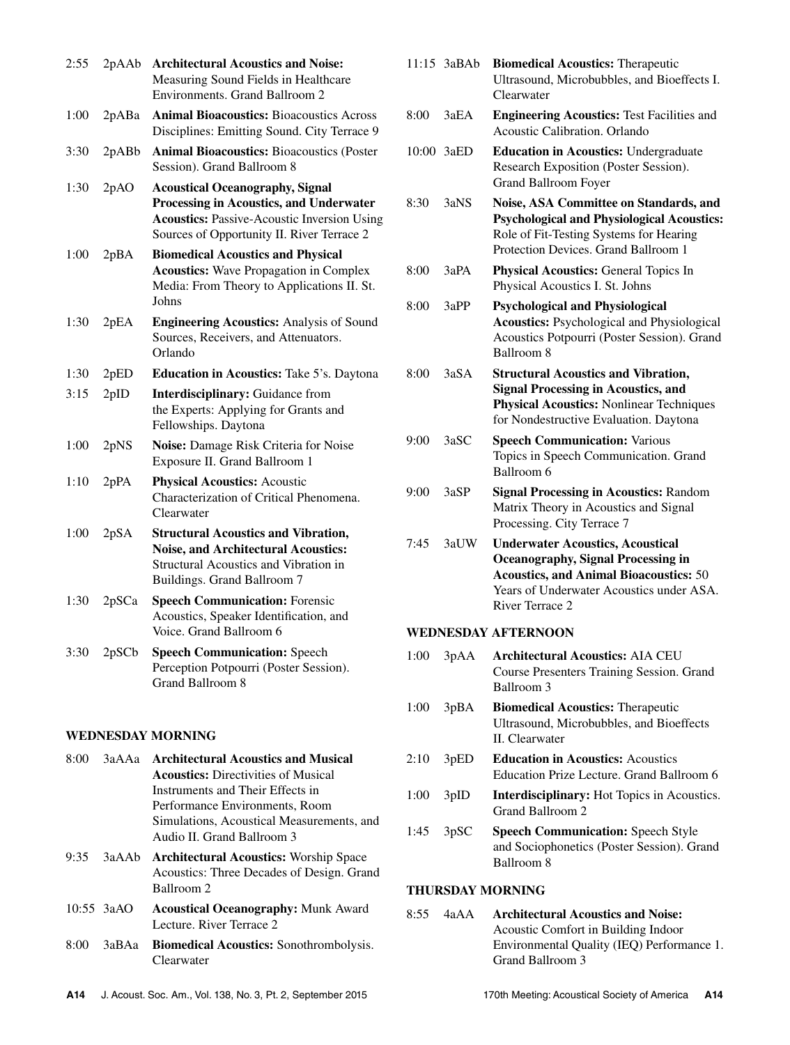2:55 2pAAb **Architectural Acoustics and Noise:** Measuring Sound Fields in Healthcare Environments. Grand Ballroom 2

1:00 2pABa **Animal Bioacoustics:** Bioacoustics Across Disciplines: Emitting Sound. City Terrace 9

3:30 2pABb **Animal Bioacoustics:** Bioacoustics (Poster Session). Grand Ballroom 8

1:30 2pAO **Acoustical Oceanography, Signal Processing in Acoustics, and Underwater Acoustics:** Passive-Acoustic Inversion Using Sources of Opportunity II. River Terrace 2

1:00 2pBA **Biomedical Acoustics and Physical Acoustics:** Wave Propagation in Complex Media: From Theory to Applications II. St. Johns

1:30 2pEA **Engineering Acoustics:** Analysis of Sound Sources, Receivers, and Attenuators. Orlando

1:30 2pED **Education in Acoustics:** Take 5's. Daytona

3:15 2pID **Interdisciplinary:** Guidance from the Experts: Applying for Grants and Fellowships. Daytona

1:00 2pNS **Noise:** Damage Risk Criteria for Noise Exposure II. Grand Ballroom 1

1:10 2pPA **Physical Acoustics:** Acoustic Characterization of Critical Phenomena. Clearwater

1:00 2pSA **Structural Acoustics and Vibration, Noise, and Architectural Acoustics:** Structural Acoustics and Vibration in Buildings. Grand Ballroom 7

1:30 2pSCa **Speech Communication:** Forensic Acoustics, Speaker Identification, and Voice. Grand Ballroom 6

3:30 2pSCb **Speech Communication:** Speech Perception Potpourri (Poster Session). Grand Ballroom 8

## WEDNESDAY MORNING

8:00 3aAAa **Architectural Acoustics and Musical Acoustics:** Directivities of Musical Instruments and Their Effects in Performance Environments, Room Simulations, Acoustical Measurements, and Audio II. Grand Ballroom 3

9:35 3aAAb **Architectural Acoustics:** Worship Space Acoustics: Three Decades of Design. Grand Ballroom 2

10:55 3aAO **Acoustical Oceanography:** Munk Award Lecture. River Terrace 2

8:00 3aBAa **Biomedical Acoustics:** Sonothrombolysis. Clearwater

11:15 3aBAb **Biomedical Acoustics:** Therapeutic Ultrasound, Microbubbles, and Bioeffects I. Clearwater

8:00 3aEA **Engineering Acoustics:** Test Facilities and Acoustic Calibration. Orlando

10:00 3aED **Education in Acoustics:** Undergraduate Research Exposition (Poster Session). Grand Ballroom Foyer

8:30 3aNS **Noise, ASA Committee on Standards, and Psychological and Physiological Acoustics:** Role of Fit-Testing Systems for Hearing Protection Devices. Grand Ballroom 1

8:00 3aPA **Physical Acoustics:** General Topics In Physical Acoustics I. St. Johns

8:00 3aPP **Psychological and Physiological Acoustics:** Psychological and Physiological Acoustics Potpourri (Poster Session). Grand Ballroom 8

8:00 3aSA **Structural Acoustics and Vibration, Signal Processing in Acoustics, and Physical Acoustics:** Nonlinear Techniques for Nondestructive Evaluation. Daytona

9:00 3aSC **Speech Communication:** Various Topics in Speech Communication. Grand Ballroom 6

9:00 3aSP **Signal Processing in Acoustics:** Random Matrix Theory in Acoustics and Signal Processing. City Terrace 7

7:45 3aUW **Underwater Acoustics, Acoustical Oceanography, Signal Processing in Acoustics, and Animal Bioacoustics:** 50 Years of Underwater Acoustics under ASA. River Terrace 2

## WEDNESDAY AFTERNOON

1:00 3pAA **Architectural Acoustics:** AIA CEU Course Presenters Training Session. Grand Ballroom 3

1:00 3pBA **Biomedical Acoustics:** Therapeutic Ultrasound, Microbubbles, and Bioeffects II. Clearwater

2:10 3pED **Education in Acoustics:** Acoustics Education Prize Lecture. Grand Ballroom 6

1:00 3pID **Interdisciplinary:** Hot Topics in Acoustics. Grand Ballroom 2

1:45 3pSC **Speech Communication:** Speech Style and Sociophonetics (Poster Session). Grand Ballroom 8

## THURSDAY MORNING

8:55 4aAA **Architectural Acoustics and Noise:** Acoustic Comfort in Building Indoor Environmental Quality (IEQ) Performance 1. Grand Ballroom 3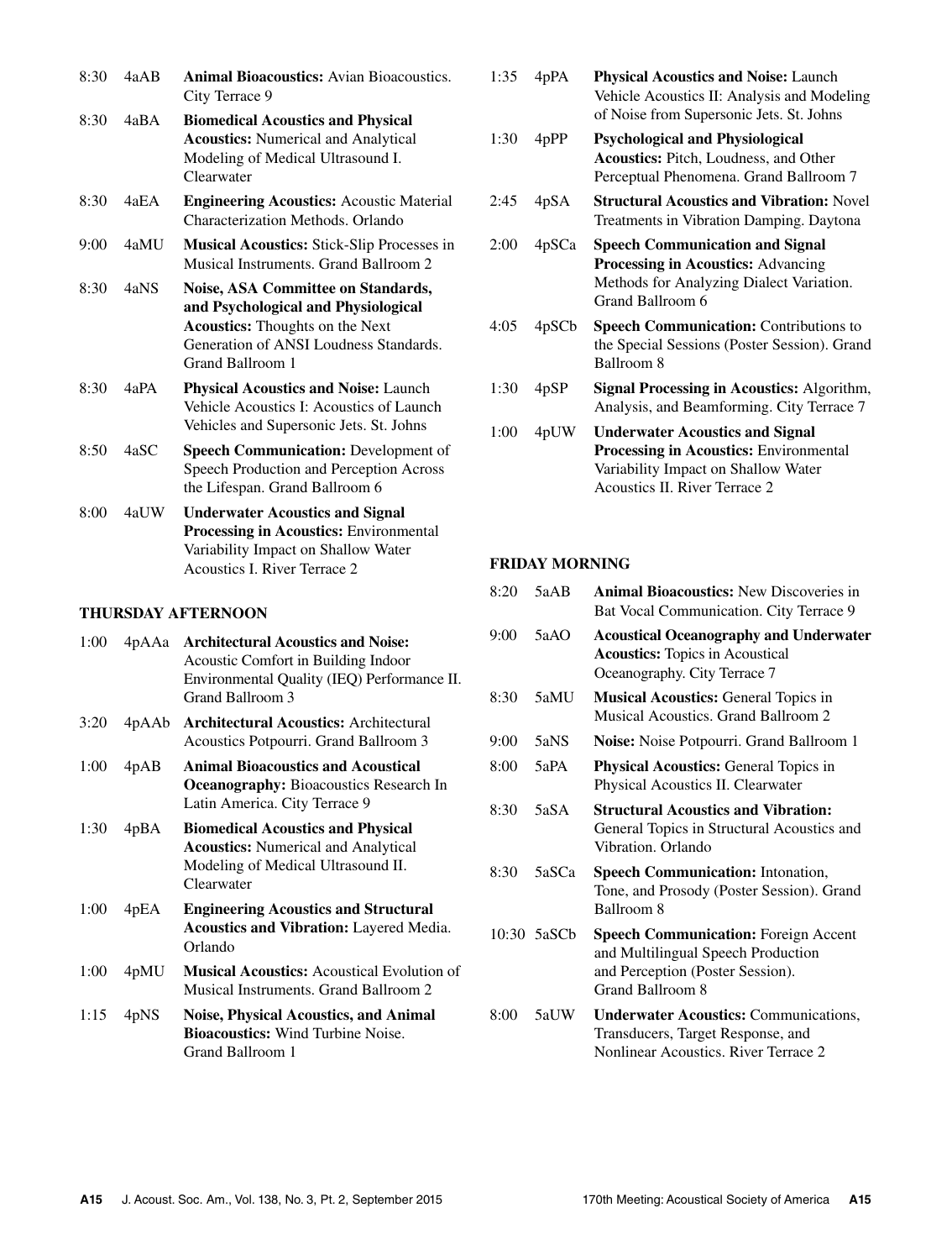8:30 4aAB **Animal Bioacoustics:** Avian Bioacoustics. City Terrace 9

8:30 4aBA **Biomedical Acoustics and Physical Acoustics:** Numerical and Analytical Modeling of Medical Ultrasound I. Clearwater

8:30 4aEA **Engineering Acoustics:** Acoustic Material Characterization Methods. Orlando

9:00 4aMU **Musical Acoustics:** Stick-Slip Processes in Musical Instruments. Grand Ballroom 2

8:30 4aNS **Noise, ASA Committee on Standards, and Psychological and Physiological Acoustics:** Thoughts on the Next Generation of ANSI Loudness Standards. Grand Ballroom 1

8:30 4aPA **Physical Acoustics and Noise:** Launch Vehicle Acoustics I: Acoustics of Launch Vehicles and Supersonic Jets. St. Johns

8:50 4aSC **Speech Communication:** Development of Speech Production and Perception Across the Lifespan. Grand Ballroom 6

8:00 4aUW **Underwater Acoustics and Signal Processing in Acoustics:** Environmental Variability Impact on Shallow Water Acoustics I. River Terrace 2

**THURSDAY AFTERNOON**

1:00 4pAAa **Architectural Acoustics and Noise:** Acoustic Comfort in Building Indoor Environmental Quality (IEQ) Performance II. Grand Ballroom 3

3:20 4pAAb **Architectural Acoustics:** Architectural Acoustics Potpourri. Grand Ballroom 3

1:00 4pAB **Animal Bioacoustics and Acoustical Oceanography:** Bioacoustics Research In Latin America. City Terrace 9

1:30 4pBA **Biomedical Acoustics and Physical Acoustics:** Numerical and Analytical Modeling of Medical Ultrasound II. Clearwater

1:00 4pEA **Engineering Acoustics and Structural Acoustics and Vibration:** Layered Media. Orlando

1:00 4pMU **Musical Acoustics:** Acoustical Evolution of Musical Instruments. Grand Ballroom 2

1:15 4pNS **Noise, Physical Acoustics, and Animal Bioacoustics:** Wind Turbine Noise. Grand Ballroom 1

1:35 4pPA **Physical Acoustics and Noise:** Launch Vehicle Acoustics II: Analysis and Modeling of Noise from Supersonic Jets. St. Johns

1:30 4pPP **Psychological and Physiological Acoustics:** Pitch, Loudness, and Other Perceptual Phenomena. Grand Ballroom 7

2:45 4pSA **Structural Acoustics and Vibration:** Novel Treatments in Vibration Damping. Daytona

2:00 4pSCa **Speech Communication and Signal Processing in Acoustics:** Advancing Methods for Analyzing Dialect Variation. Grand Ballroom 6

4:05 4pSCb **Speech Communication:** Contributions to the Special Sessions (Poster Session). Grand Ballroom 8

1:30 4pSP **Signal Processing in Acoustics:** Algorithm, Analysis, and Beamforming. City Terrace 7

1:00 4pUW **Underwater Acoustics and Signal Processing in Acoustics:** Environmental Variability Impact on Shallow Water Acoustics II. River Terrace 2

**FRIDAY MORNING**

8:20 5aAB **Animal Bioacoustics:** New Discoveries in Bat Vocal Communication. City Terrace 9

9:00 5aAO **Acoustical Oceanography and Underwater Acoustics:** Topics in Acoustical Oceanography. City Terrace 7

8:30 5aMU **Musical Acoustics:** General Topics in Musical Acoustics. Grand Ballroom 2

9:00 5aNS **Noise:** Noise Potpourri. Grand Ballroom 1

8:00 5aPA **Physical Acoustics:** General Topics in Physical Acoustics II. Clearwater

8:30 5aSA **Structural Acoustics and Vibration:** General Topics in Structural Acoustics and Vibration. Orlando

8:30 5aSCa **Speech Communication:** Intonation, Tone, and Prosody (Poster Session). Grand Ballroom 8

10:30 5aSCb **Speech Communication:** Foreign Accent and Multilingual Speech Production and Perception (Poster Session). Grand Ballroom 8

8:00 5aUW **Underwater Acoustics:** Communications, Transducers, Target Response, and Nonlinear Acoustics. River Terrace 2